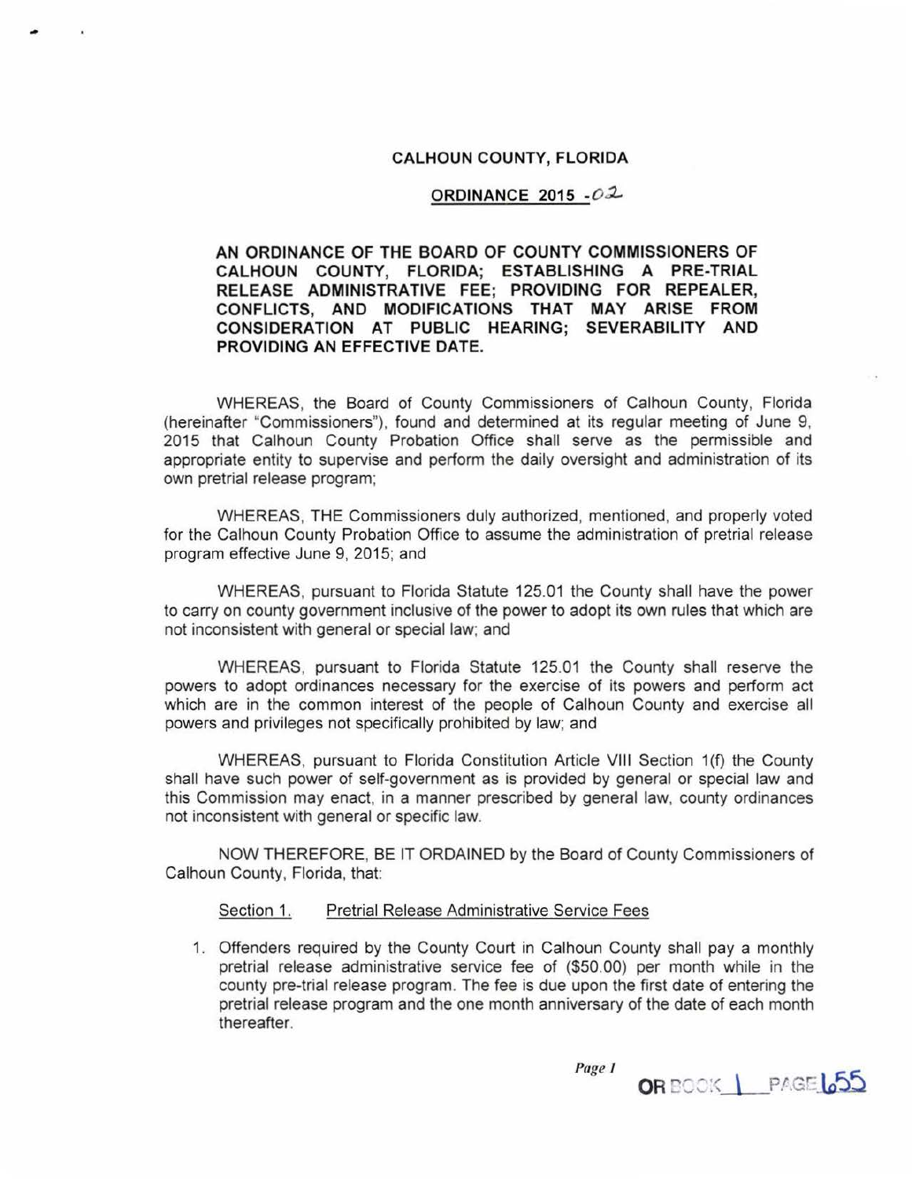**CALHOUN COUNTY, FLORIDA**

**ORDINANCE 2015 -02**

**AN ORDINANCE OF THE BOARD OF COUNTY COMMISSIONERS OF CALHOUN COUNTY, FLORIDA; ESTABLISHING A PRE-TRIAL RELEASE ADMINISTRATIVE FEE; PROVIDING FOR REPEALER, CONFLICTS, AND MODIFICATIONS THAT MAY ARISE FROM CONSIDERATION AT PUBLIC HEARING; SEVERABILITY AND PROVIDING AN EFFECTIVE DATE.**

WHEREAS, the Board of County Commissioners of Calhoun County, Florida (hereinafter "Commissioners"), found and determined at its regular meeting of June 9, 2015 that Calhoun County Probation Office shall serve as the permissible and appropriate entity to supervise and perform the daily oversight and administration of its own pretrial release program;

WHEREAS, THE Commissioners duly authorized, mentioned, and properly voted for the Calhoun County Probation Office to assume the administration of pretrial release program effective June 9, 2015; and

WHEREAS, pursuant to Florida Statute 125.01 the County shall have the power to carry on county government inclusive of the power to adopt its own rules that which are not inconsistent with general or special law; and

WHEREAS, pursuant to Florida Statute 125.01 the County shall reserve the powers to adopt ordinances necessary for the exercise of its powers and perform act which are in the common interest of the people of Calhoun County and exercise all powers and privileges not specifically prohibited by law; and

WHEREAS, pursuant to Florida Constitution Article VIII Section 1(f) the County shall have such power of self-government as is provided by general or special law and this Commission may enact, in a manner prescribed by general law, county ordinances not inconsistent with general or specific law.

NOW THEREFORE, BE IT ORDAINED by the Board of County Commissioners of Calhoun County, Florida, that:

Section 1. Pretrial Release Administrative Service Fees

1. Offenders required by the County Court in Calhoun County shall pay a monthly pretrial release administrative service fee of ($50.00) per month while in the county pre-trial release program. The fee is due upon the first date of entering the pretrial release program and the one month anniversary of the date of each month thereafter.

OR BOOK 1 PAGE 655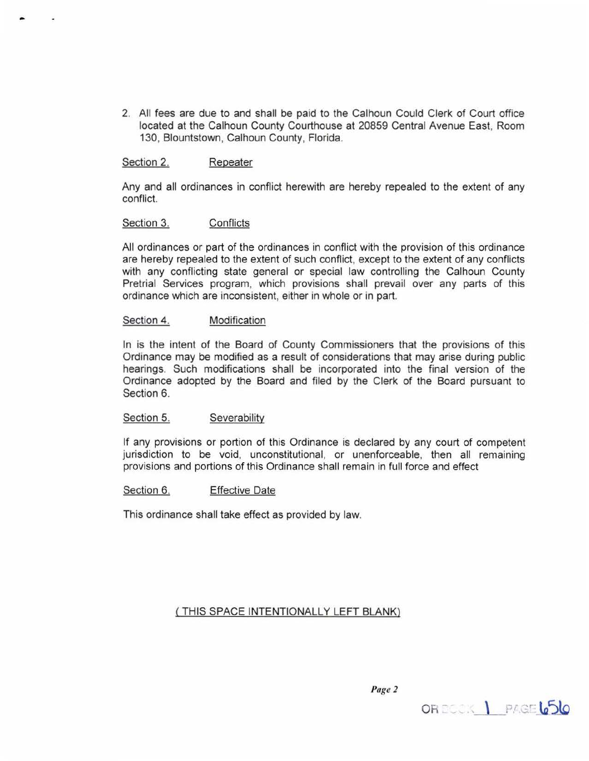2. All fees are due to and shall be paid to the Calhoun Could Clerk of Court office located at the Calhoun County Courthouse at 20859 Central Avenue East, Room 130, Blountstown, Calhoun County, Florida.

<u>Section 2.</u> <u>Repeater</u>

Any and all ordinances in conflict herewith are hereby repealed to the extent of any conflict.

<u>Section 3.</u> <u>Conflicts</u>

All ordinances or part of the ordinances in conflict with the provision of this ordinance are hereby repealed to the extent of such conflict, except to the extent of any conflicts with any conflicting state general or special law controlling the Calhoun County Pretrial Services program, which provisions shall prevail over any parts of this ordinance which are inconsistent, either in whole or in part.

<u>Section 4.</u> <u>Modification</u>

In is the intent of the Board of County Commissioners that the provisions of this Ordinance may be modified as a result of considerations that may arise during public hearings. Such modifications shall be incorporated into the final version of the Ordinance adopted by the Board and filed by the Clerk of the Board pursuant to Section 6.

<u>Section 5.</u> <u>Severability</u>

If any provisions or portion of this Ordinance is declared by any court of competent jurisdiction to be void, unconstitutional, or unenforceable, then all remaining provisions and portions of this Ordinance shall remain in full force and effect

<u>Section 6.</u> <u>Effective Date</u>

This ordinance shall take effect as provided by law.

<u>( THIS SPACE INTENTIONALLY LEFT BLANK)</u>

OR BOOK 1 PAGE 656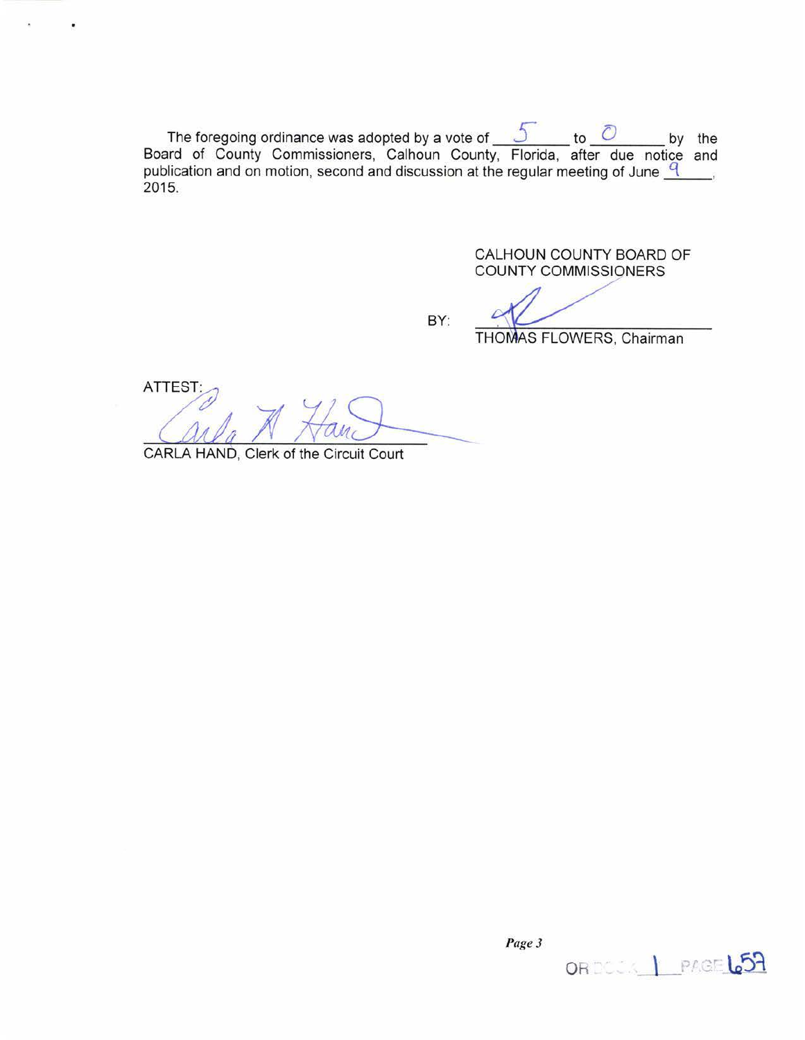The foregoing ordinance was adopted by a vote of 5 to 0 by the Board of County Commissioners, Calhoun County, Florida, after due notice and publication and on motion, second and discussion at the regular meeting of June 9, 2015.

CALHOUN COUNTY BOARD OF COUNTY COMMISSIONERS

BY: \_\_\_\_\_\_\_\_\_\_\_\_\_\_\_\_\_\_\_\_\_\_\_\_\_\_\_\_

THOMAS FLOWERS, Chairman

ATTEST:

\_\_\_\_\_\_\_\_\_\_\_\_\_\_\_\_\_\_\_\_\_\_\_\_\_\_\_\_

CARLA HAND, Clerk of the Circuit Court

OR BOOK 1 PAGE 659